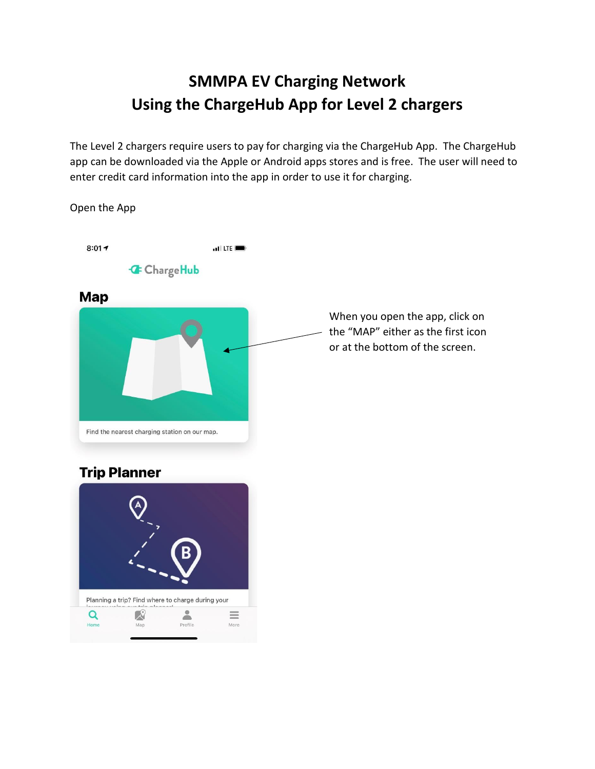# SMMPA EV Charging Network
# Using the ChargeHub App for Level 2 chargers

The Level 2 chargers require users to pay for charging via the ChargeHub App. The ChargeHub app can be downloaded via the Apple or Android apps stores and is free. The user will need to enter credit card information into the app in order to use it for charging.

Open the App

When you open the app, click on the "MAP" either as the first icon or at the bottom of the screen.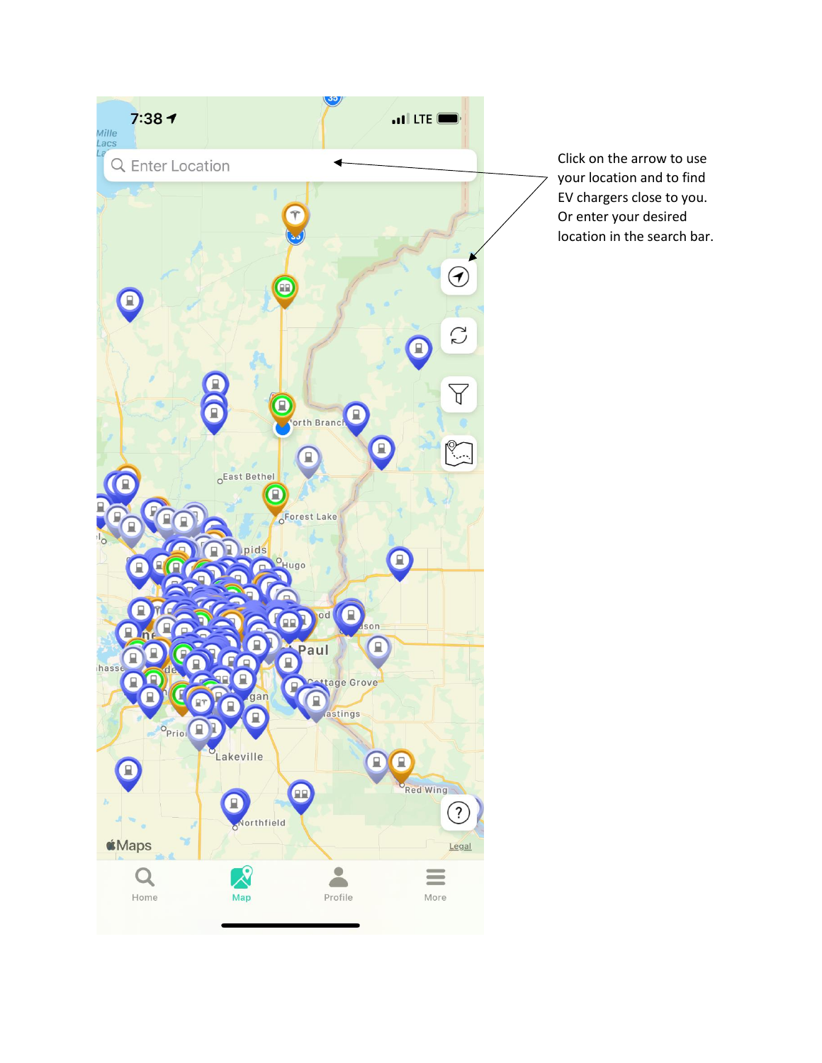Click on the arrow to use your location and to find EV chargers close to you. Or enter your desired location in the search bar.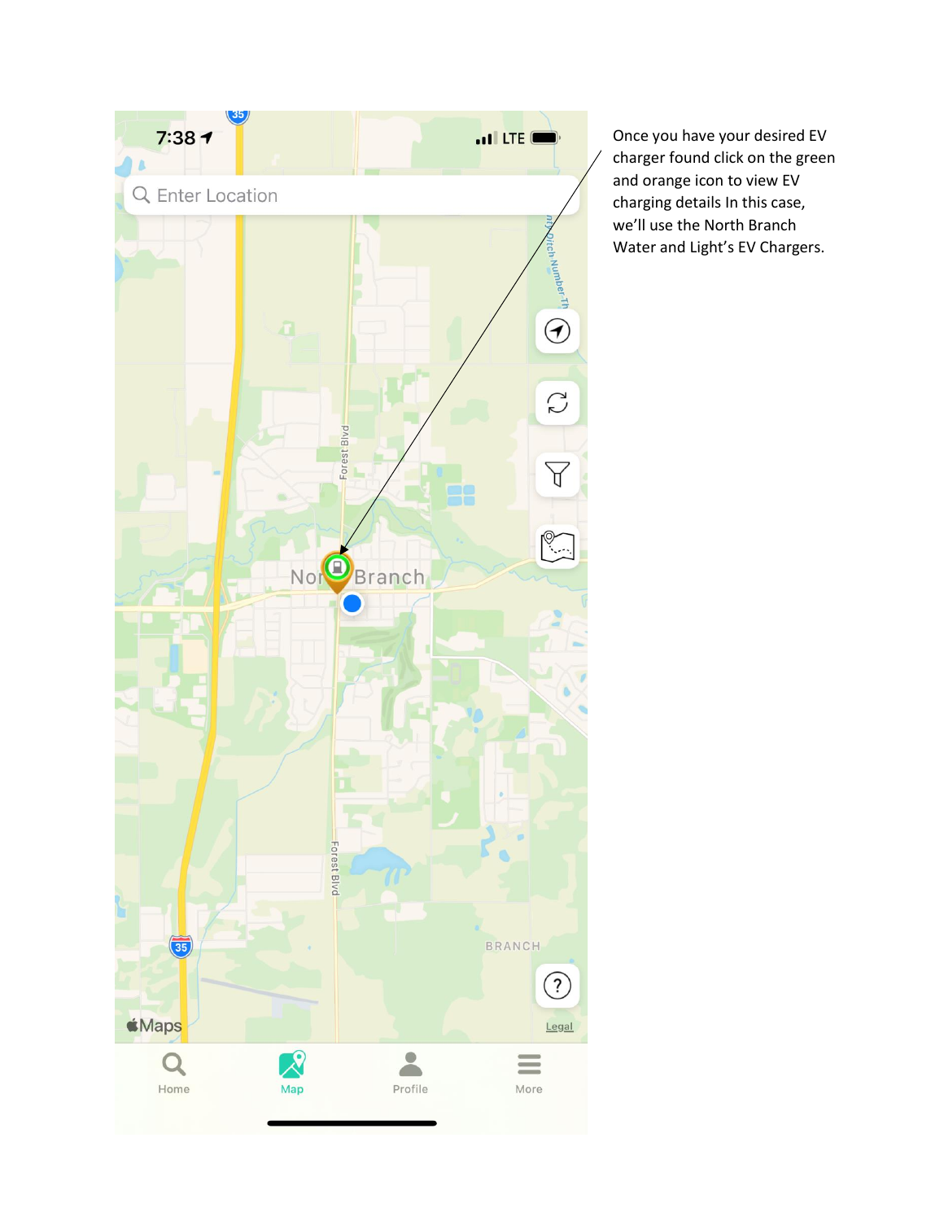Once you have your desired EV charger found click on the green and orange icon to view EV charging details In this case, we'll use the North Branch Water and Light's EV Chargers.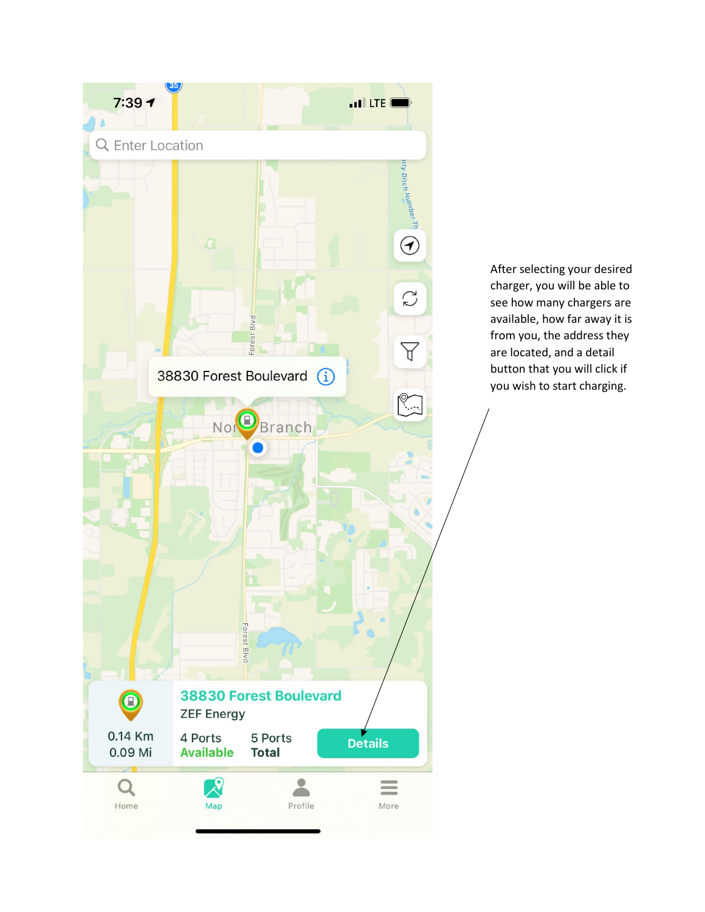After selecting your desired charger, you will be able to see how many chargers are available, how far away it is from you, the address they are located, and a detail button that you will click if you wish to start charging.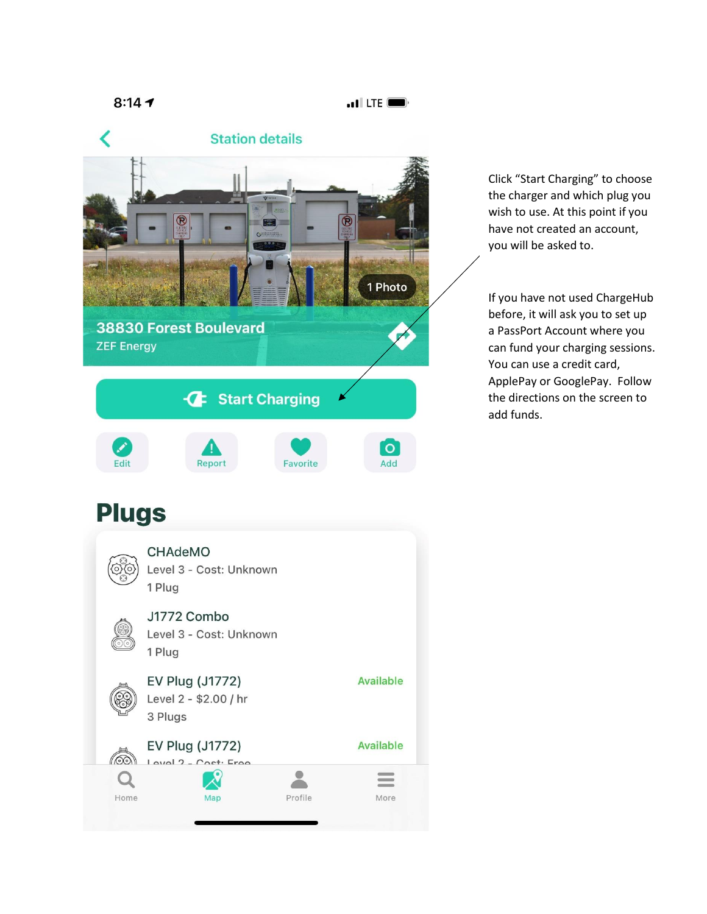8:14 LTE

Station details

38830 Forest Boulevard
ZEF Energy

1 Photo

Start Charging

Edit Report Favorite Add

# Plugs

CHAdeMO
Level 3 - Cost: Unknown
1 Plug

J1772 Combo
Level 3 - Cost: Unknown
1 Plug

EV Plug (J1772) Available
Level 2 - $2.00 / hr
3 Plugs

EV Plug (J1772) Available
Level 2 - Cost: Free

Home Map Profile More

Click "Start Charging" to choose the charger and which plug you wish to use. At this point if you have not created an account, you will be asked to.

If you have not used ChargeHub before, it will ask you to set up a PassPort Account where you can fund your charging sessions. You can use a credit card, ApplePay or GooglePay. Follow the directions on the screen to add funds.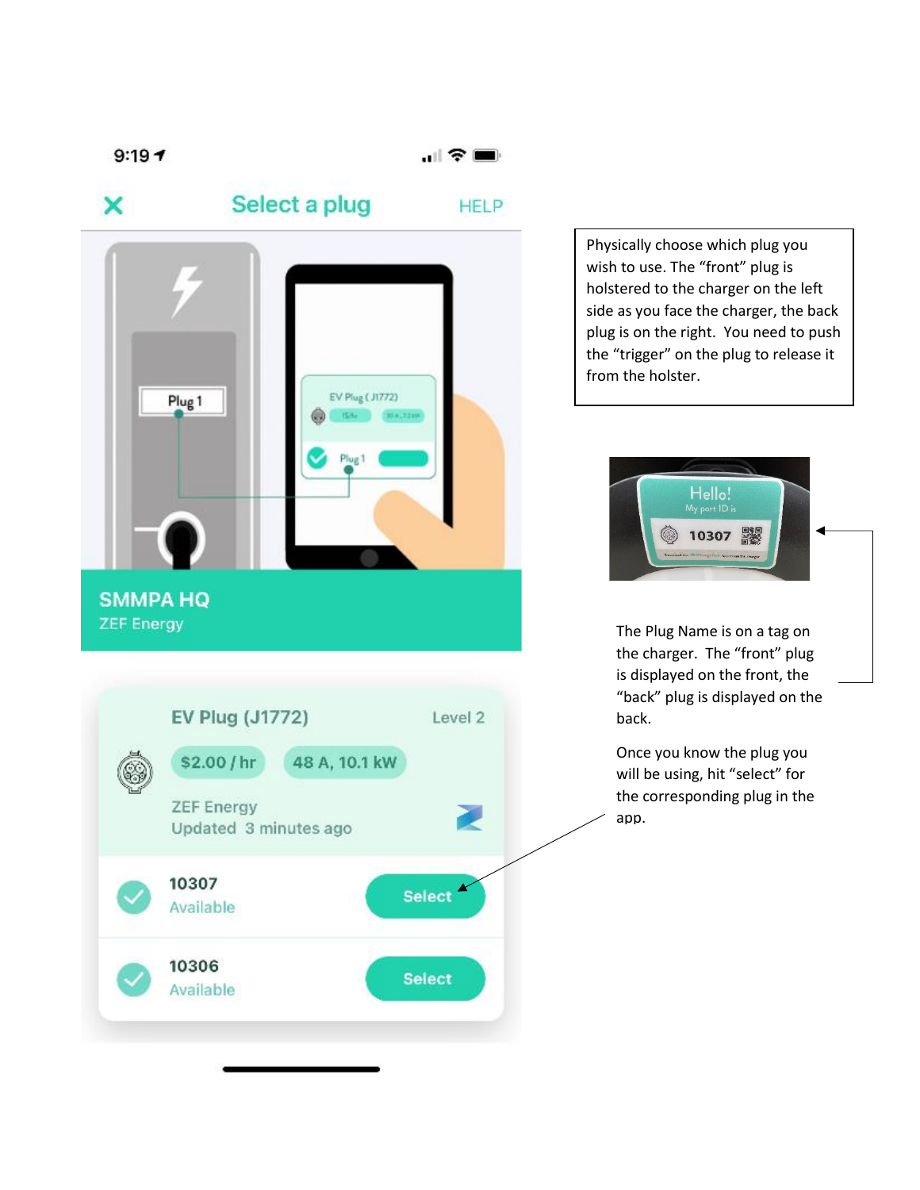9:19

Select a plug

HELP

Plug 1

EV Plug (J1772)

Plug 1

**SMMPA HQ**

ZEF Energy

EV Plug (J1772) Level 2

$2.00 / hr 48 A, 10.1 kW

ZEF Energy

Updated 3 minutes ago

10307 Available — Select

10306 Available — Select

Physically choose which plug you wish to use. The “front” plug is holstered to the charger on the left side as you face the charger, the back plug is on the right. You need to push the “trigger” on the plug to release it from the holster.

Hello!
My port ID is
10307

The Plug Name is on a tag on the charger. The “front” plug is displayed on the front, the “back” plug is displayed on the back.

Once you know the plug you will be using, hit “select” for the corresponding plug in the app.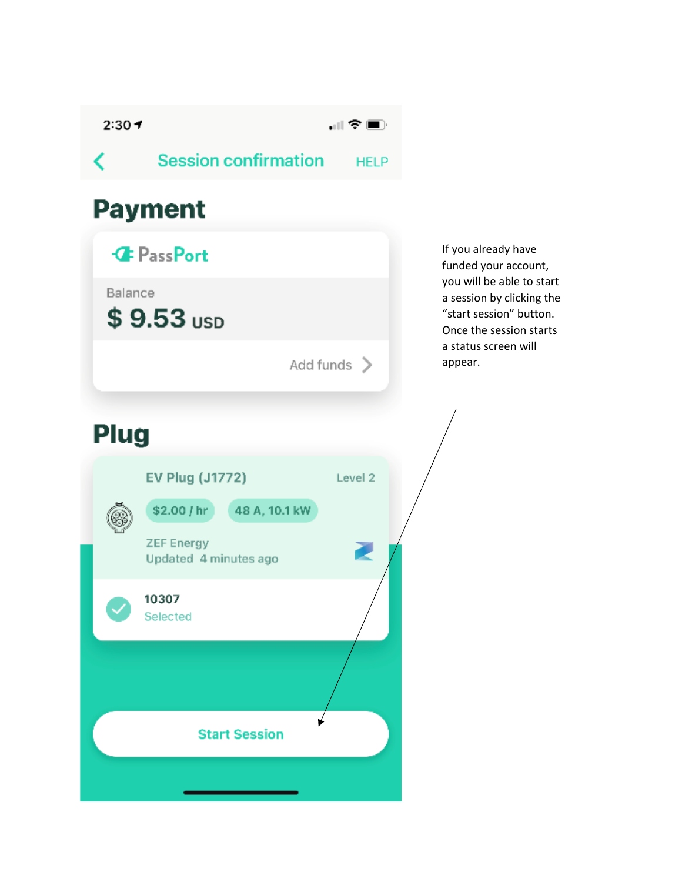2:30

Session confirmation HELP

# Payment

PassPort

Balance

$ 9.53 USD

Add funds

# Plug

EV Plug (J1772) Level 2

$2.00 / hr 48 A, 10.1 kW

ZEF Energy

Updated 4 minutes ago

10307

Selected

Start Session

If you already have funded your account, you will be able to start a session by clicking the "start session" button. Once the session starts a status screen will appear.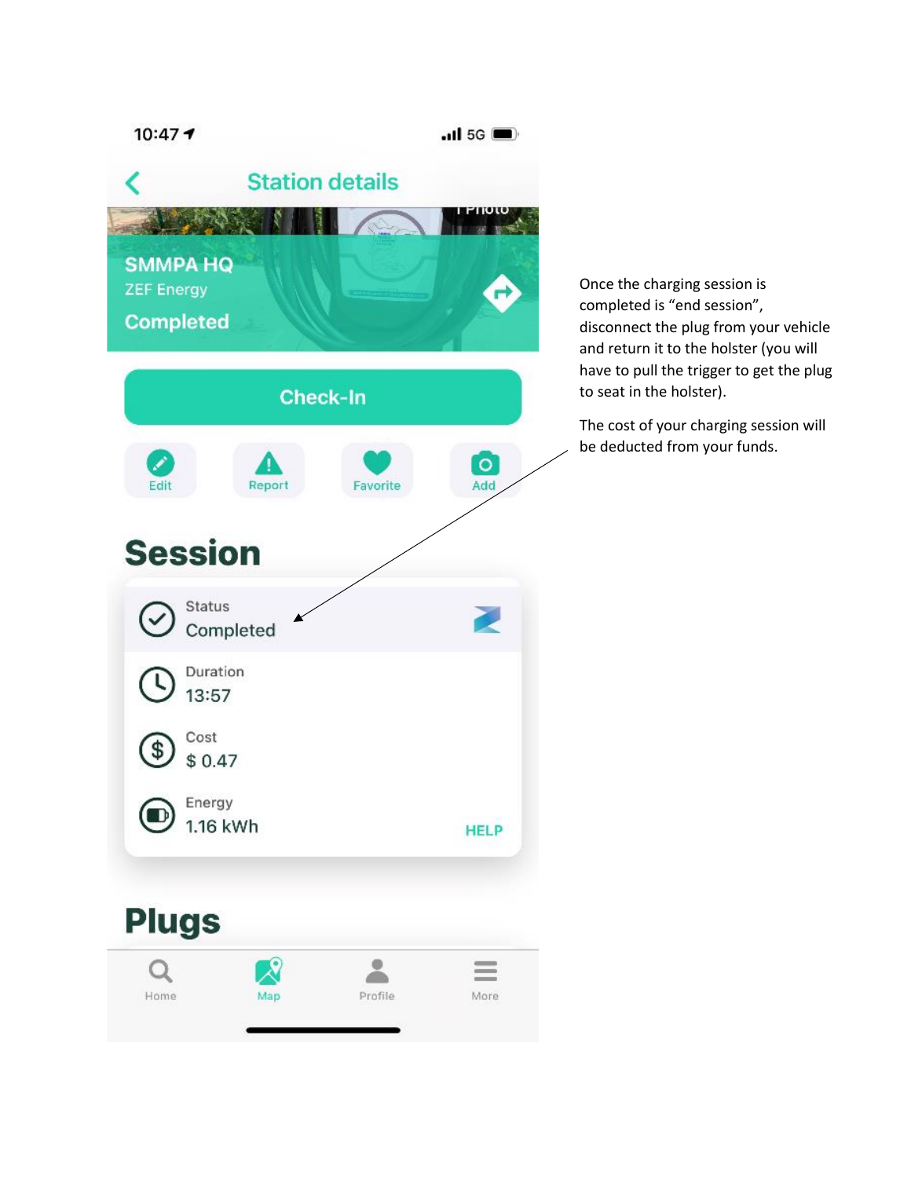10:47 5G

Station details

SMMPA HQ

ZEF Energy

Completed

Check-In

Edit Report Favorite Add

**Session**

Status
Completed

Duration
13:57

Cost
$ 0.47

Energy
1.16 kWh

HELP

**Plugs**

Home Map Profile More

Once the charging session is completed is "end session", disconnect the plug from your vehicle and return it to the holster (you will have to pull the trigger to get the plug to seat in the holster).

The cost of your charging session will be deducted from your funds.